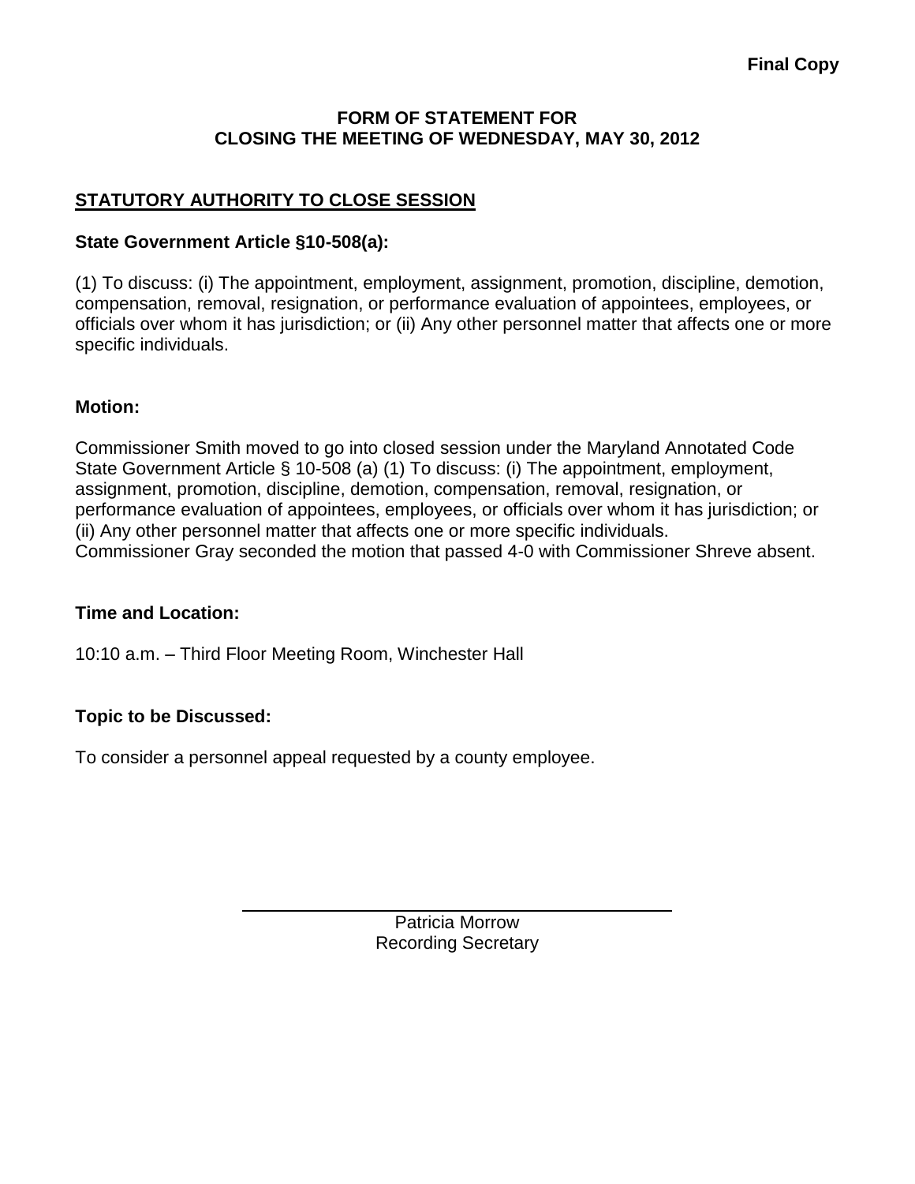**Final Copy**

# FORM OF STATEMENT FOR CLOSING THE MEETING OF WEDNESDAY, MAY 30, 2012

## STATUTORY AUTHORITY TO CLOSE SESSION

### State Government Article §10-508(a):

(1) To discuss: (i) The appointment, employment, assignment, promotion, discipline, demotion, compensation, removal, resignation, or performance evaluation of appointees, employees, or officials over whom it has jurisdiction; or (ii) Any other personnel matter that affects one or more specific individuals.

### Motion:

Commissioner Smith moved to go into closed session under the Maryland Annotated Code State Government Article § 10-508 (a) (1) To discuss: (i) The appointment, employment, assignment, promotion, discipline, demotion, compensation, removal, resignation, or performance evaluation of appointees, employees, or officials over whom it has jurisdiction; or (ii) Any other personnel matter that affects one or more specific individuals.
Commissioner Gray seconded the motion that passed 4-0 with Commissioner Shreve absent.

### Time and Location:

10:10 a.m. – Third Floor Meeting Room, Winchester Hall

### Topic to be Discussed:

To consider a personnel appeal requested by a county employee.

Patricia Morrow
Recording Secretary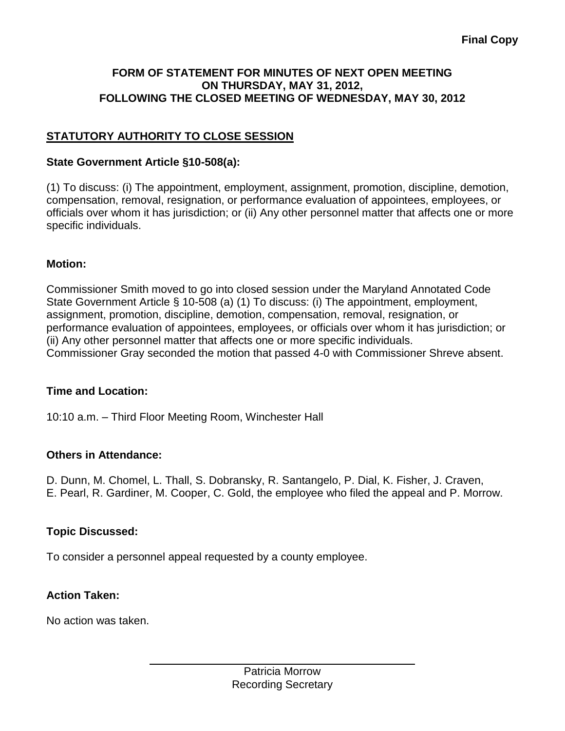**Final Copy**

**FORM OF STATEMENT FOR MINUTES OF NEXT OPEN MEETING ON THURSDAY, MAY 31, 2012, FOLLOWING THE CLOSED MEETING OF WEDNESDAY, MAY 30, 2012**

## STATUTORY AUTHORITY TO CLOSE SESSION

**State Government Article §10-508(a):**

(1) To discuss: (i) The appointment, employment, assignment, promotion, discipline, demotion, compensation, removal, resignation, or performance evaluation of appointees, employees, or officials over whom it has jurisdiction; or (ii) Any other personnel matter that affects one or more specific individuals.

**Motion:**

Commissioner Smith moved to go into closed session under the Maryland Annotated Code State Government Article § 10-508 (a) (1) To discuss: (i) The appointment, employment, assignment, promotion, discipline, demotion, compensation, removal, resignation, or performance evaluation of appointees, employees, or officials over whom it has jurisdiction; or (ii) Any other personnel matter that affects one or more specific individuals.
Commissioner Gray seconded the motion that passed 4-0 with Commissioner Shreve absent.

**Time and Location:**

10:10 a.m. – Third Floor Meeting Room, Winchester Hall

**Others in Attendance:**

D. Dunn, M. Chomel, L. Thall, S. Dobransky, R. Santangelo, P. Dial, K. Fisher, J. Craven, E. Pearl, R. Gardiner, M. Cooper, C. Gold, the employee who filed the appeal and P. Morrow.

**Topic Discussed:**

To consider a personnel appeal requested by a county employee.

**Action Taken:**

No action was taken.

Patricia Morrow
Recording Secretary